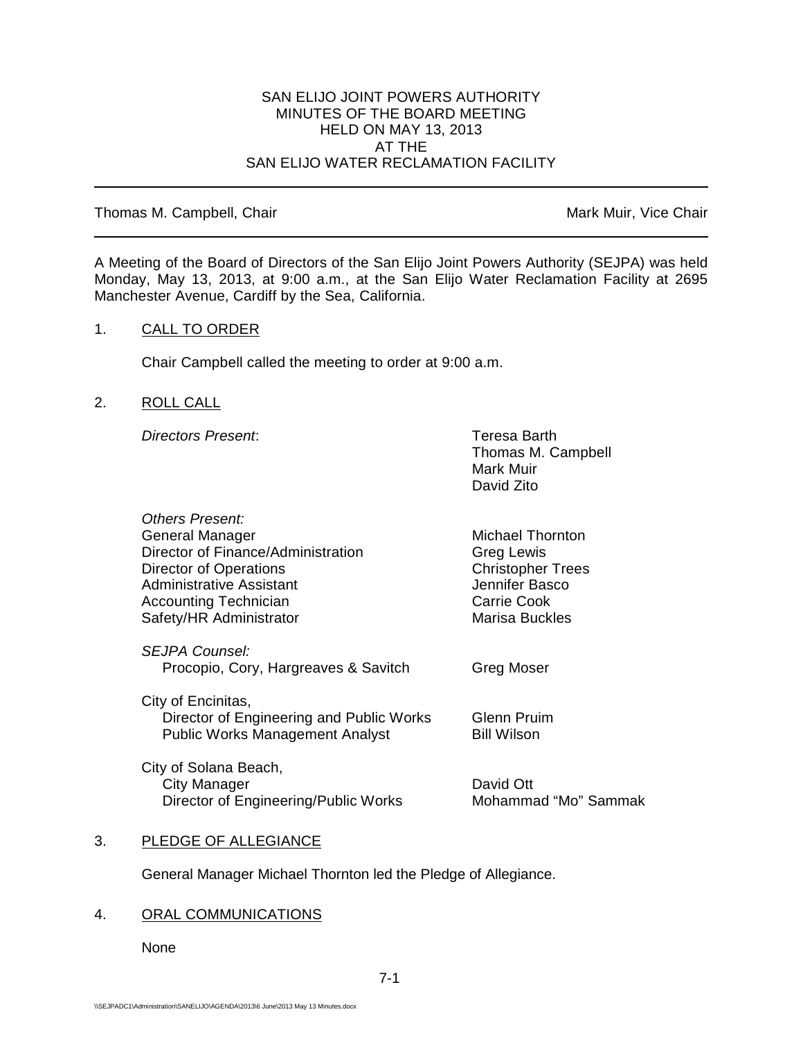SAN ELIJO JOINT POWERS AUTHORITY
MINUTES OF THE BOARD MEETING
HELD ON MAY 13, 2013
AT THE
SAN ELIJO WATER RECLAMATION FACILITY

---

Thomas M. Campbell, Chair | Mark Muir, Vice Chair

---

A Meeting of the Board of Directors of the San Elijo Joint Powers Authority (SEJPA) was held Monday, May 13, 2013, at 9:00 a.m., at the San Elijo Water Reclamation Facility at 2695 Manchester Avenue, Cardiff by the Sea, California.

1. CALL TO ORDER

   Chair Campbell called the meeting to order at 9:00 a.m.

2. ROLL CALL

   *Directors Present*:
   - Teresa Barth
   - Thomas M. Campbell
   - Mark Muir
   - David Zito

   *Others Present:*

   | | |
   |---|---|
   | General Manager | Michael Thornton |
   | Director of Finance/Administration | Greg Lewis |
   | Director of Operations | Christopher Trees |
   | Administrative Assistant | Jennifer Basco |
   | Accounting Technician | Carrie Cook |
   | Safety/HR Administrator | Marisa Buckles |

   *SEJPA Counsel:*

   | | |
   |---|---|
   | Procopio, Cory, Hargreaves & Savitch | Greg Moser |

   City of Encinitas,

   | | |
   |---|---|
   | Director of Engineering and Public Works | Glenn Pruim |
   | Public Works Management Analyst | Bill Wilson |

   City of Solana Beach,

   | | |
   |---|---|
   | City Manager | David Ott |
   | Director of Engineering/Public Works | Mohammad "Mo" Sammak |

3. PLEDGE OF ALLEGIANCE

   General Manager Michael Thornton led the Pledge of Allegiance.

4. ORAL COMMUNICATIONS

   None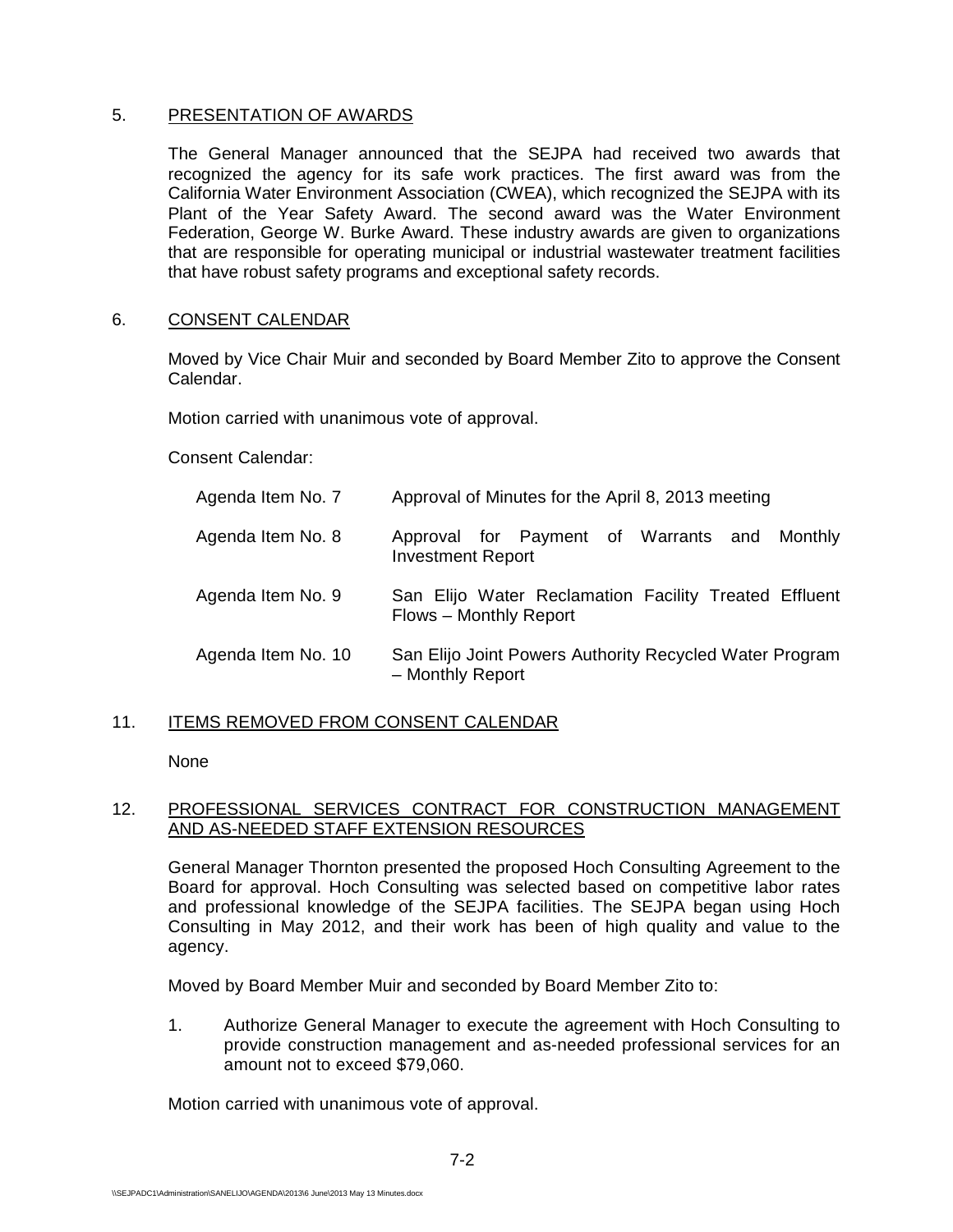5. PRESENTATION OF AWARDS

The General Manager announced that the SEJPA had received two awards that recognized the agency for its safe work practices. The first award was from the California Water Environment Association (CWEA), which recognized the SEJPA with its Plant of the Year Safety Award. The second award was the Water Environment Federation, George W. Burke Award. These industry awards are given to organizations that are responsible for operating municipal or industrial wastewater treatment facilities that have robust safety programs and exceptional safety records.

6. CONSENT CALENDAR

Moved by Vice Chair Muir and seconded by Board Member Zito to approve the Consent Calendar.

Motion carried with unanimous vote of approval.

Consent Calendar:

| | |
|---|---|
| Agenda Item No. 7 | Approval of Minutes for the April 8, 2013 meeting |
| Agenda Item No. 8 | Approval for Payment of Warrants and Monthly Investment Report |
| Agenda Item No. 9 | San Elijo Water Reclamation Facility Treated Effluent Flows – Monthly Report |
| Agenda Item No. 10 | San Elijo Joint Powers Authority Recycled Water Program – Monthly Report |

11. ITEMS REMOVED FROM CONSENT CALENDAR

None

12. PROFESSIONAL SERVICES CONTRACT FOR CONSTRUCTION MANAGEMENT AND AS-NEEDED STAFF EXTENSION RESOURCES

General Manager Thornton presented the proposed Hoch Consulting Agreement to the Board for approval. Hoch Consulting was selected based on competitive labor rates and professional knowledge of the SEJPA facilities. The SEJPA began using Hoch Consulting in May 2012, and their work has been of high quality and value to the agency.

Moved by Board Member Muir and seconded by Board Member Zito to:

1. Authorize General Manager to execute the agreement with Hoch Consulting to provide construction management and as-needed professional services for an amount not to exceed $79,060.

Motion carried with unanimous vote of approval.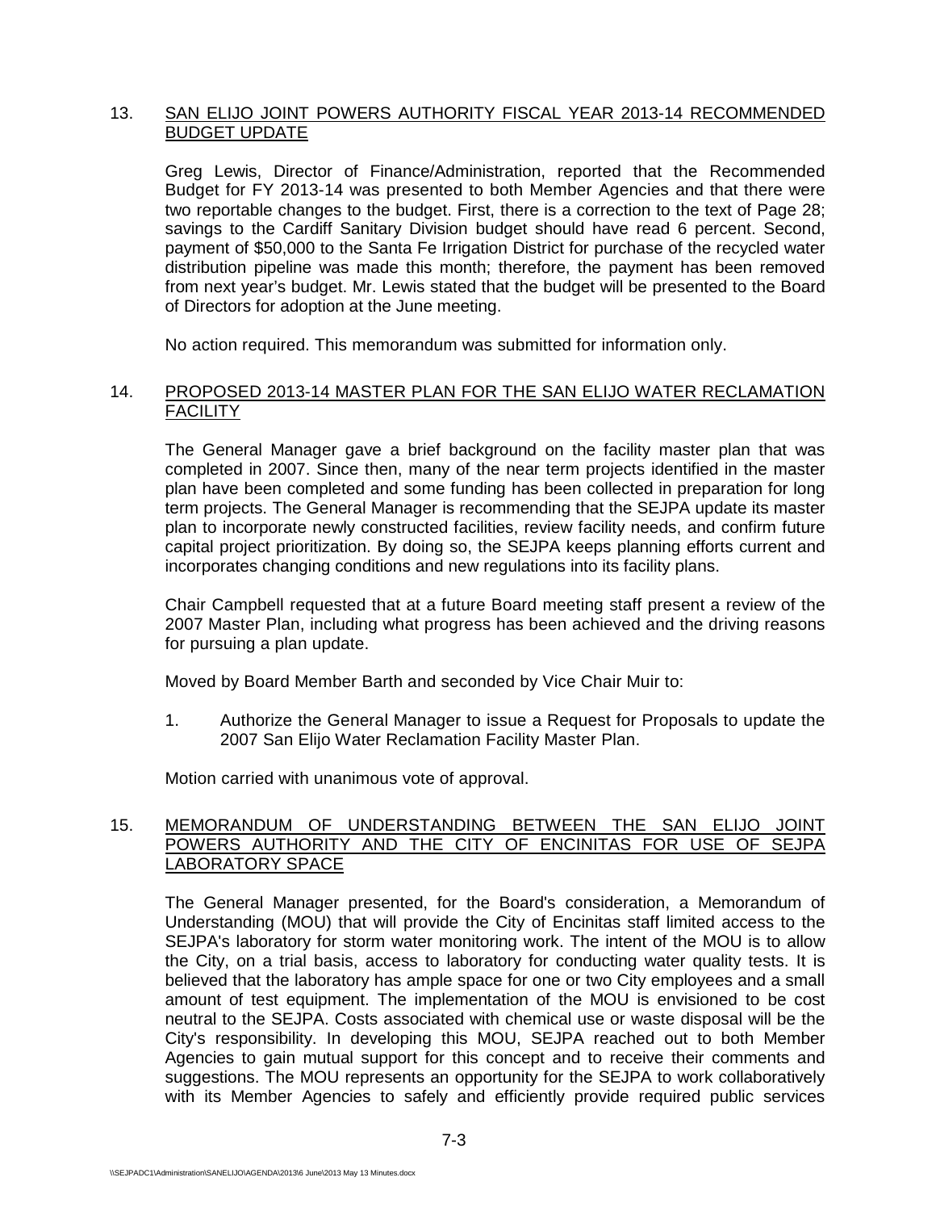13. <u>SAN ELIJO JOINT POWERS AUTHORITY FISCAL YEAR 2013-14 RECOMMENDED BUDGET UPDATE</u>

Greg Lewis, Director of Finance/Administration, reported that the Recommended Budget for FY 2013-14 was presented to both Member Agencies and that there were two reportable changes to the budget. First, there is a correction to the text of Page 28; savings to the Cardiff Sanitary Division budget should have read 6 percent. Second, payment of $50,000 to the Santa Fe Irrigation District for purchase of the recycled water distribution pipeline was made this month; therefore, the payment has been removed from next year's budget. Mr. Lewis stated that the budget will be presented to the Board of Directors for adoption at the June meeting.

No action required. This memorandum was submitted for information only.

14. <u>PROPOSED 2013-14 MASTER PLAN FOR THE SAN ELIJO WATER RECLAMATION FACILITY</u>

The General Manager gave a brief background on the facility master plan that was completed in 2007. Since then, many of the near term projects identified in the master plan have been completed and some funding has been collected in preparation for long term projects. The General Manager is recommending that the SEJPA update its master plan to incorporate newly constructed facilities, review facility needs, and confirm future capital project prioritization. By doing so, the SEJPA keeps planning efforts current and incorporates changing conditions and new regulations into its facility plans.

Chair Campbell requested that at a future Board meeting staff present a review of the 2007 Master Plan, including what progress has been achieved and the driving reasons for pursuing a plan update.

Moved by Board Member Barth and seconded by Vice Chair Muir to:

1. Authorize the General Manager to issue a Request for Proposals to update the 2007 San Elijo Water Reclamation Facility Master Plan.

Motion carried with unanimous vote of approval.

15. <u>MEMORANDUM OF UNDERSTANDING BETWEEN THE SAN ELIJO JOINT POWERS AUTHORITY AND THE CITY OF ENCINITAS FOR USE OF SEJPA LABORATORY SPACE</u>

The General Manager presented, for the Board's consideration, a Memorandum of Understanding (MOU) that will provide the City of Encinitas staff limited access to the SEJPA's laboratory for storm water monitoring work. The intent of the MOU is to allow the City, on a trial basis, access to laboratory for conducting water quality tests. It is believed that the laboratory has ample space for one or two City employees and a small amount of test equipment. The implementation of the MOU is envisioned to be cost neutral to the SEJPA. Costs associated with chemical use or waste disposal will be the City's responsibility. In developing this MOU, SEJPA reached out to both Member Agencies to gain mutual support for this concept and to receive their comments and suggestions. The MOU represents an opportunity for the SEJPA to work collaboratively with its Member Agencies to safely and efficiently provide required public services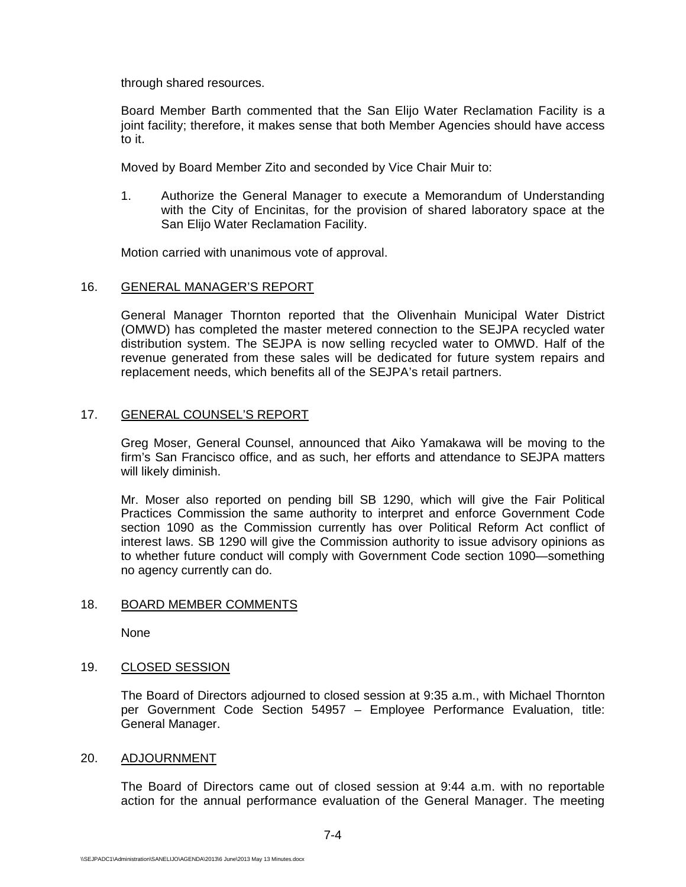through shared resources.

Board Member Barth commented that the San Elijo Water Reclamation Facility is a joint facility; therefore, it makes sense that both Member Agencies should have access to it.

Moved by Board Member Zito and seconded by Vice Chair Muir to:

1. Authorize the General Manager to execute a Memorandum of Understanding with the City of Encinitas, for the provision of shared laboratory space at the San Elijo Water Reclamation Facility.

Motion carried with unanimous vote of approval.

## 16. GENERAL MANAGER'S REPORT

General Manager Thornton reported that the Olivenhain Municipal Water District (OMWD) has completed the master metered connection to the SEJPA recycled water distribution system. The SEJPA is now selling recycled water to OMWD. Half of the revenue generated from these sales will be dedicated for future system repairs and replacement needs, which benefits all of the SEJPA's retail partners.

## 17. GENERAL COUNSEL'S REPORT

Greg Moser, General Counsel, announced that Aiko Yamakawa will be moving to the firm's San Francisco office, and as such, her efforts and attendance to SEJPA matters will likely diminish.

Mr. Moser also reported on pending bill SB 1290, which will give the Fair Political Practices Commission the same authority to interpret and enforce Government Code section 1090 as the Commission currently has over Political Reform Act conflict of interest laws. SB 1290 will give the Commission authority to issue advisory opinions as to whether future conduct will comply with Government Code section 1090—something no agency currently can do.

## 18. BOARD MEMBER COMMENTS

None

## 19. CLOSED SESSION

The Board of Directors adjourned to closed session at 9:35 a.m., with Michael Thornton per Government Code Section 54957 – Employee Performance Evaluation, title: General Manager.

## 20. ADJOURNMENT

The Board of Directors came out of closed session at 9:44 a.m. with no reportable action for the annual performance evaluation of the General Manager. The meeting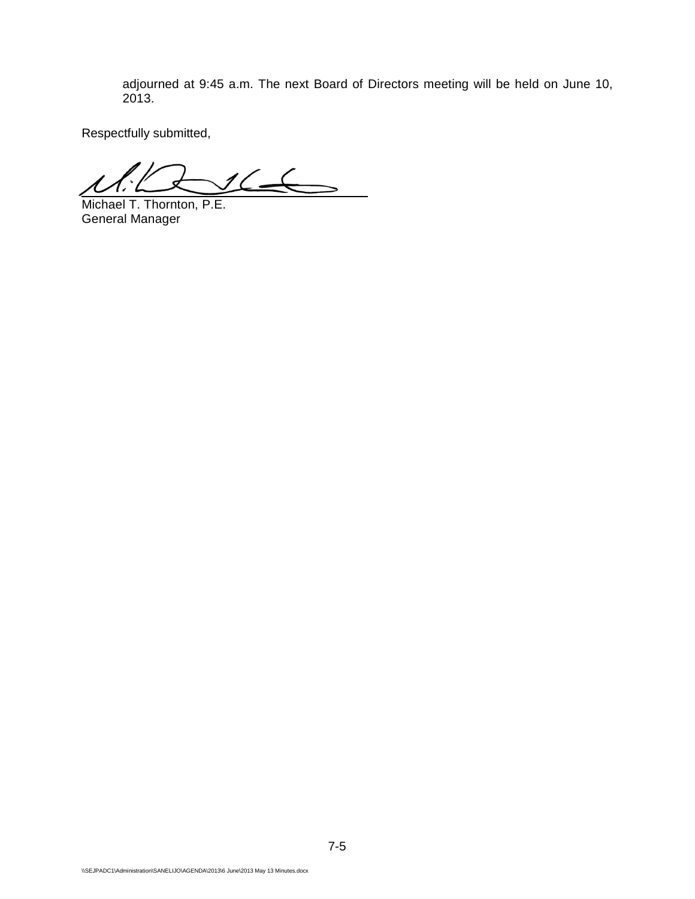adjourned at 9:45 a.m. The next Board of Directors meeting will be held on June 10, 2013.

Respectfully submitted,

Michael T. Thornton, P.E.
General Manager

\\SEJPADC1\Administration\SANELIJO\AGENDA\2013\6 June\2013 May 13 Minutes.docx